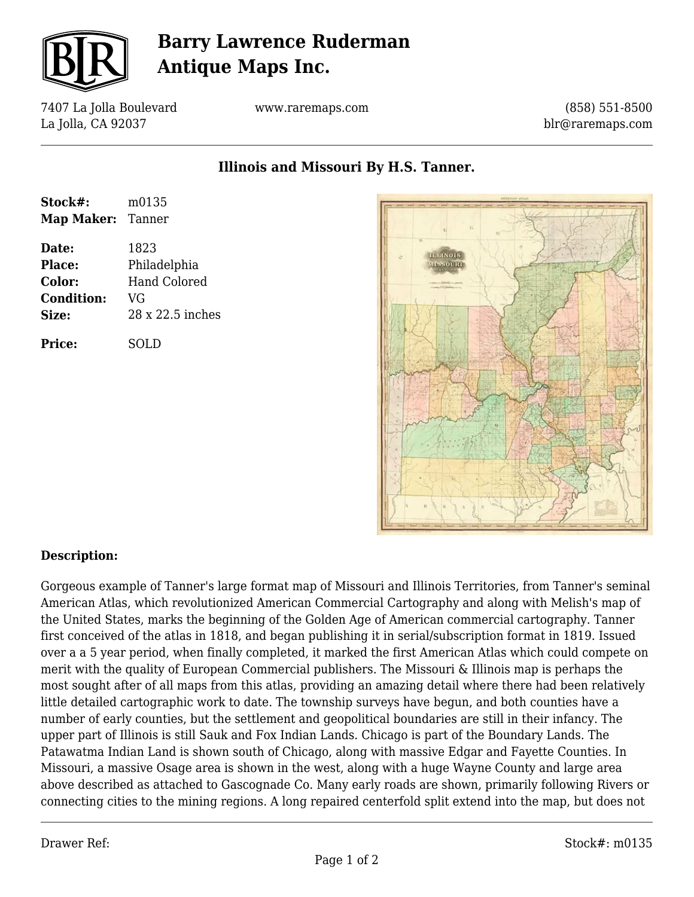# Barry Lawrence Ruderman Antique Maps Inc.

7407 La Jolla Boulevard
La Jolla, CA 92037

www.raremaps.com

(858) 551-8500
blr@raremaps.com

## Illinois and Missouri By H.S. Tanner.

**Stock#:** m0135
**Map Maker:** Tanner

**Date:** 1823
**Place:** Philadelphia
**Color:** Hand Colored
**Condition:** VG
**Size:** 28 x 22.5 inches

**Price:** SOLD

### Description:

Gorgeous example of Tanner's large format map of Missouri and Illinois Territories, from Tanner's seminal American Atlas, which revolutionized American Commercial Cartography and along with Melish's map of the United States, marks the beginning of the Golden Age of American commercial cartography. Tanner first conceived of the atlas in 1818, and began publishing it in serial/subscription format in 1819. Issued over a a 5 year period, when finally completed, it marked the first American Atlas which could compete on merit with the quality of European Commercial publishers. The Missouri & Illinois map is perhaps the most sought after of all maps from this atlas, providing an amazing detail where there had been relatively little detailed cartographic work to date. The township surveys have begun, and both counties have a number of early counties, but the settlement and geopolitical boundaries are still in their infancy. The upper part of Illinois is still Sauk and Fox Indian Lands. Chicago is part of the Boundary Lands. The Patawatma Indian Land is shown south of Chicago, along with massive Edgar and Fayette Counties. In Missouri, a massive Osage area is shown in the west, along with a huge Wayne County and large area above described as attached to Gascognade Co. Many early roads are shown, primarily following Rivers or connecting cities to the mining regions. A long repaired centerfold split extend into the map, but does not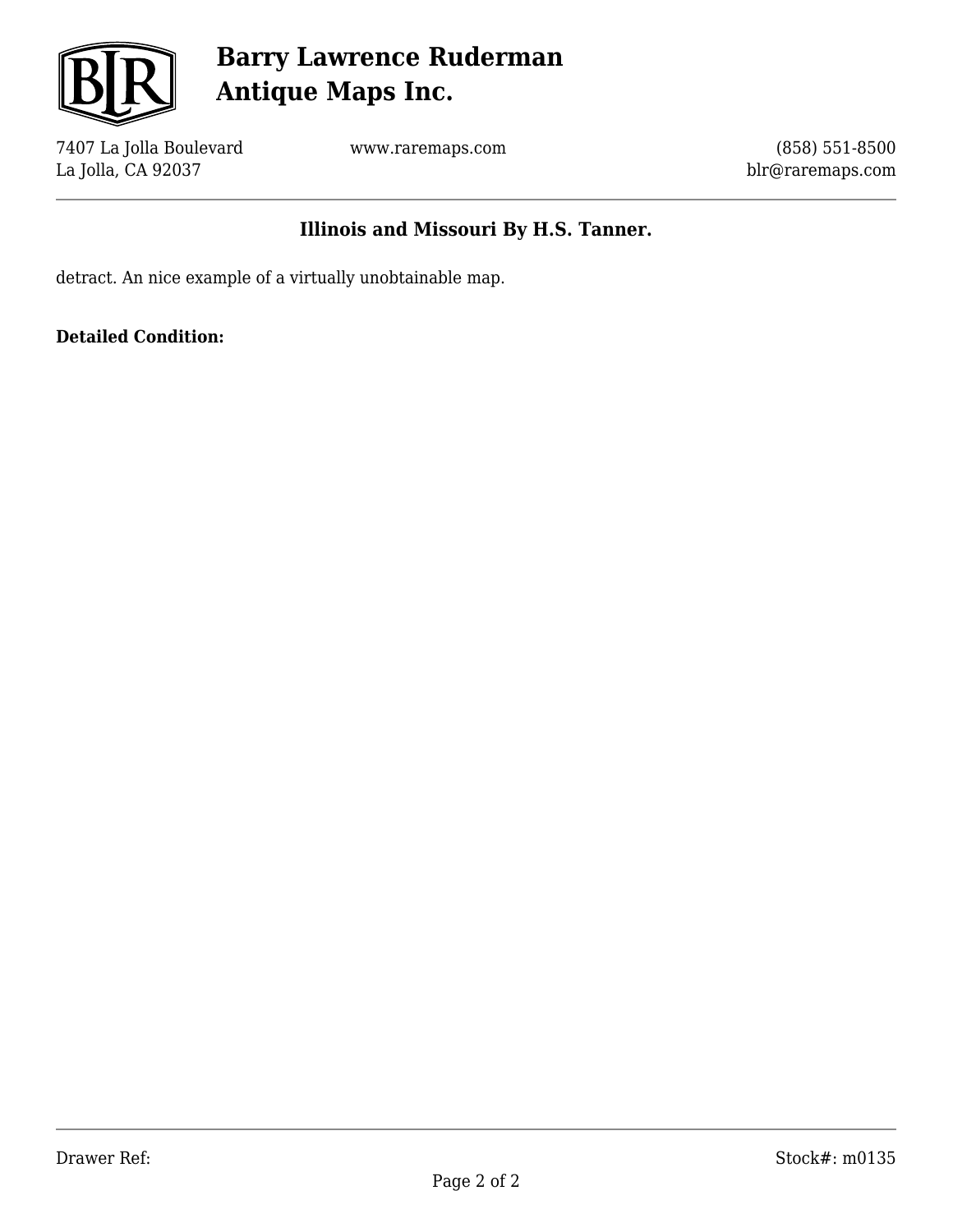detract. An nice example of a virtually unobtainable map.

**Detailed Condition:**